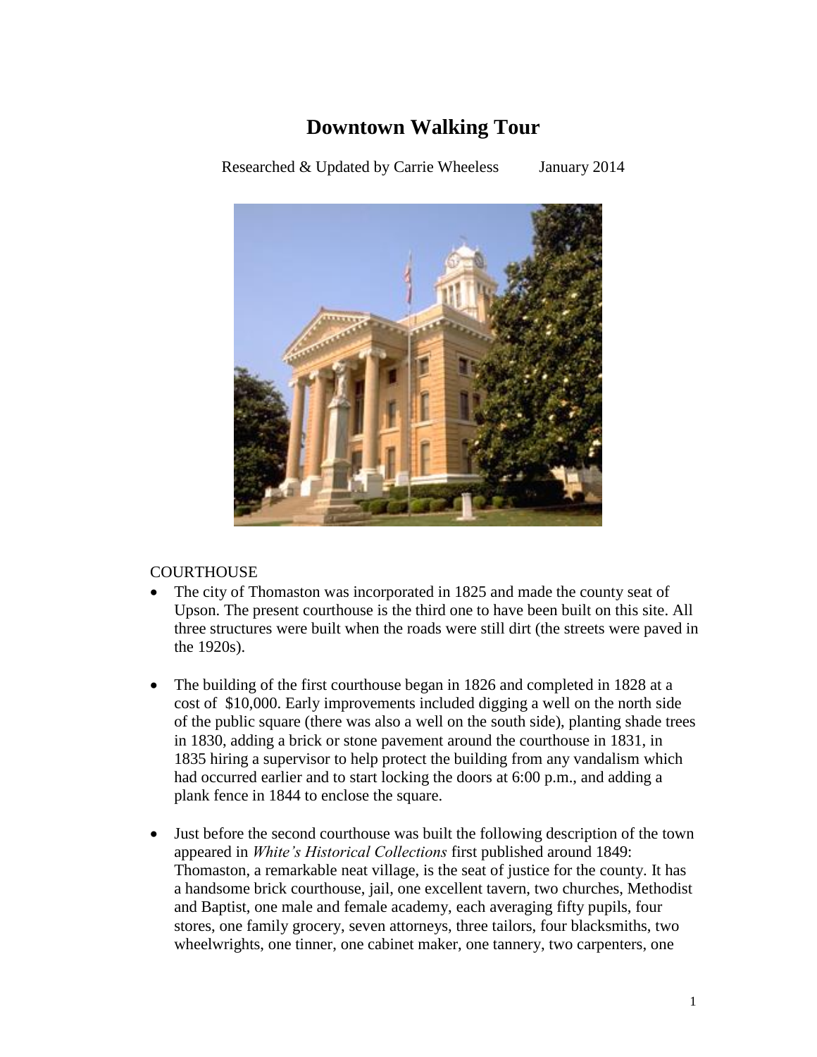# Downtown Walking Tour

Researched & Updated by Carrie Wheeless January 2014

COURTHOUSE

- The city of Thomaston was incorporated in 1825 and made the county seat of Upson. The present courthouse is the third one to have been built on this site. All three structures were built when the roads were still dirt (the streets were paved in the 1920s).

- The building of the first courthouse began in 1826 and completed in 1828 at a cost of $10,000. Early improvements included digging a well on the north side of the public square (there was also a well on the south side), planting shade trees in 1830, adding a brick or stone pavement around the courthouse in 1831, in 1835 hiring a supervisor to help protect the building from any vandalism which had occurred earlier and to start locking the doors at 6:00 p.m., and adding a plank fence in 1844 to enclose the square.

- Just before the second courthouse was built the following description of the town appeared in *White's Historical Collections* first published around 1849: Thomaston, a remarkable neat village, is the seat of justice for the county. It has a handsome brick courthouse, jail, one excellent tavern, two churches, Methodist and Baptist, one male and female academy, each averaging fifty pupils, four stores, one family grocery, seven attorneys, three tailors, four blacksmiths, two wheelwrights, one tinner, one cabinet maker, one tannery, two carpenters, one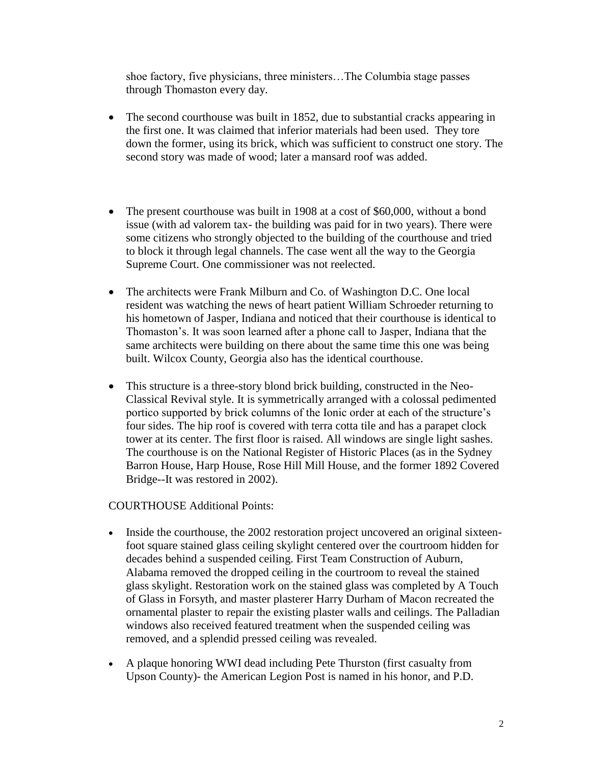shoe factory, five physicians, three ministers…The Columbia stage passes through Thomaston every day.

- The second courthouse was built in 1852, due to substantial cracks appearing in the first one. It was claimed that inferior materials had been used. They tore down the former, using its brick, which was sufficient to construct one story. The second story was made of wood; later a mansard roof was added.

- The present courthouse was built in 1908 at a cost of $60,000, without a bond issue (with ad valorem tax- the building was paid for in two years). There were some citizens who strongly objected to the building of the courthouse and tried to block it through legal channels. The case went all the way to the Georgia Supreme Court. One commissioner was not reelected.

- The architects were Frank Milburn and Co. of Washington D.C. One local resident was watching the news of heart patient William Schroeder returning to his hometown of Jasper, Indiana and noticed that their courthouse is identical to Thomaston's. It was soon learned after a phone call to Jasper, Indiana that the same architects were building on there about the same time this one was being built. Wilcox County, Georgia also has the identical courthouse.

- This structure is a three-story blond brick building, constructed in the Neo-Classical Revival style. It is symmetrically arranged with a colossal pedimented portico supported by brick columns of the Ionic order at each of the structure's four sides. The hip roof is covered with terra cotta tile and has a parapet clock tower at its center. The first floor is raised. All windows are single light sashes. The courthouse is on the National Register of Historic Places (as in the Sydney Barron House, Harp House, Rose Hill Mill House, and the former 1892 Covered Bridge--It was restored in 2002).

COURTHOUSE Additional Points:

- Inside the courthouse, the 2002 restoration project uncovered an original sixteen-foot square stained glass ceiling skylight centered over the courtroom hidden for decades behind a suspended ceiling. First Team Construction of Auburn, Alabama removed the dropped ceiling in the courtroom to reveal the stained glass skylight. Restoration work on the stained glass was completed by A Touch of Glass in Forsyth, and master plasterer Harry Durham of Macon recreated the ornamental plaster to repair the existing plaster walls and ceilings. The Palladian windows also received featured treatment when the suspended ceiling was removed, and a splendid pressed ceiling was revealed.

- A plaque honoring WWI dead including Pete Thurston (first casualty from Upson County)- the American Legion Post is named in his honor, and P.D.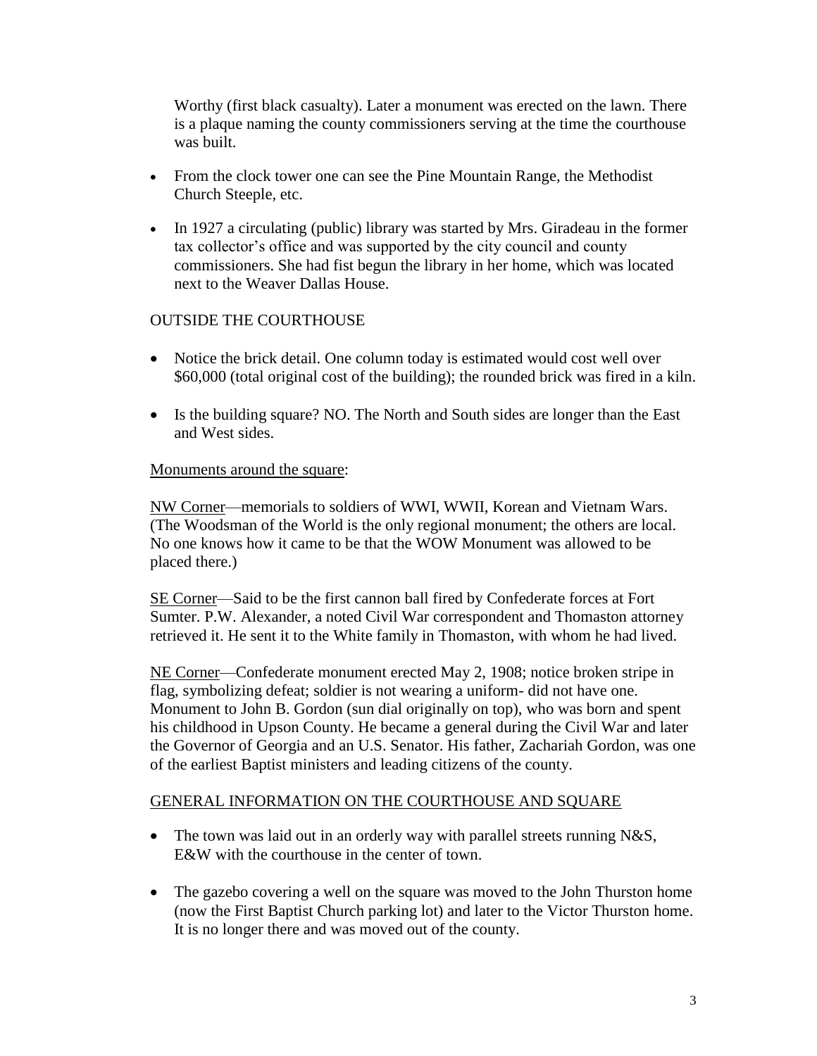Worthy (first black casualty). Later a monument was erected on the lawn. There is a plaque naming the county commissioners serving at the time the courthouse was built.

- From the clock tower one can see the Pine Mountain Range, the Methodist Church Steeple, etc.
- In 1927 a circulating (public) library was started by Mrs. Giradeau in the former tax collector's office and was supported by the city council and county commissioners. She had fist begun the library in her home, which was located next to the Weaver Dallas House.

OUTSIDE THE COURTHOUSE

- Notice the brick detail. One column today is estimated would cost well over $60,000 (total original cost of the building); the rounded brick was fired in a kiln.
- Is the building square? NO. The North and South sides are longer than the East and West sides.

Monuments around the square:

NW Corner—memorials to soldiers of WWI, WWII, Korean and Vietnam Wars. (The Woodsman of the World is the only regional monument; the others are local. No one knows how it came to be that the WOW Monument was allowed to be placed there.)

SE Corner—Said to be the first cannon ball fired by Confederate forces at Fort Sumter. P.W. Alexander, a noted Civil War correspondent and Thomaston attorney retrieved it. He sent it to the White family in Thomaston, with whom he had lived.

NE Corner—Confederate monument erected May 2, 1908; notice broken stripe in flag, symbolizing defeat; soldier is not wearing a uniform- did not have one. Monument to John B. Gordon (sun dial originally on top), who was born and spent his childhood in Upson County. He became a general during the Civil War and later the Governor of Georgia and an U.S. Senator. His father, Zachariah Gordon, was one of the earliest Baptist ministers and leading citizens of the county.

GENERAL INFORMATION ON THE COURTHOUSE AND SQUARE

- The town was laid out in an orderly way with parallel streets running N&S, E&W with the courthouse in the center of town.
- The gazebo covering a well on the square was moved to the John Thurston home (now the First Baptist Church parking lot) and later to the Victor Thurston home. It is no longer there and was moved out of the county.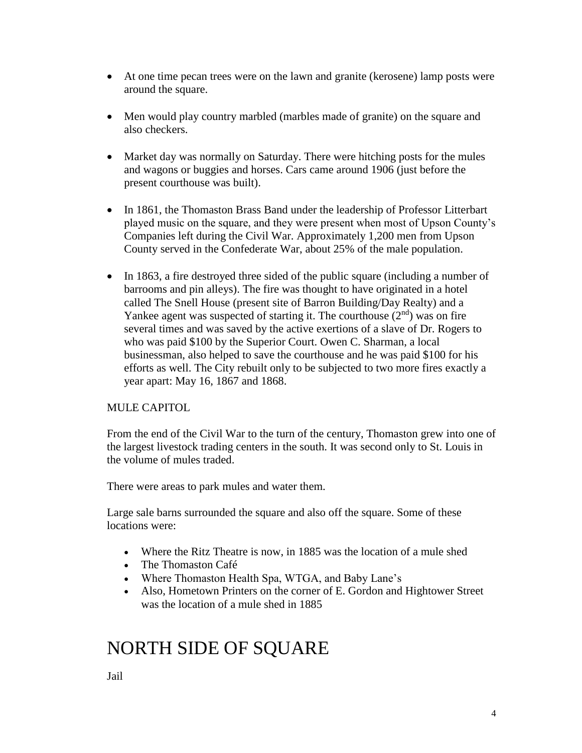- At one time pecan trees were on the lawn and granite (kerosene) lamp posts were around the square.
- Men would play country marbled (marbles made of granite) on the square and also checkers.
- Market day was normally on Saturday. There were hitching posts for the mules and wagons or buggies and horses. Cars came around 1906 (just before the present courthouse was built).
- In 1861, the Thomaston Brass Band under the leadership of Professor Litterbart played music on the square, and they were present when most of Upson County's Companies left during the Civil War. Approximately 1,200 men from Upson County served in the Confederate War, about 25% of the male population.
- In 1863, a fire destroyed three sided of the public square (including a number of barrooms and pin alleys). The fire was thought to have originated in a hotel called The Snell House (present site of Barron Building/Day Realty) and a Yankee agent was suspected of starting it. The courthouse (2nd) was on fire several times and was saved by the active exertions of a slave of Dr. Rogers to who was paid $100 by the Superior Court. Owen C. Sharman, a local businessman, also helped to save the courthouse and he was paid $100 for his efforts as well. The City rebuilt only to be subjected to two more fires exactly a year apart: May 16, 1867 and 1868.

MULE CAPITOL

From the end of the Civil War to the turn of the century, Thomaston grew into one of the largest livestock trading centers in the south. It was second only to St. Louis in the volume of mules traded.

There were areas to park mules and water them.

Large sale barns surrounded the square and also off the square. Some of these locations were:

- Where the Ritz Theatre is now, in 1885 was the location of a mule shed
- The Thomaston Café
- Where Thomaston Health Spa, WTGA, and Baby Lane's
- Also, Hometown Printers on the corner of E. Gordon and Hightower Street was the location of a mule shed in 1885

# NORTH SIDE OF SQUARE

Jail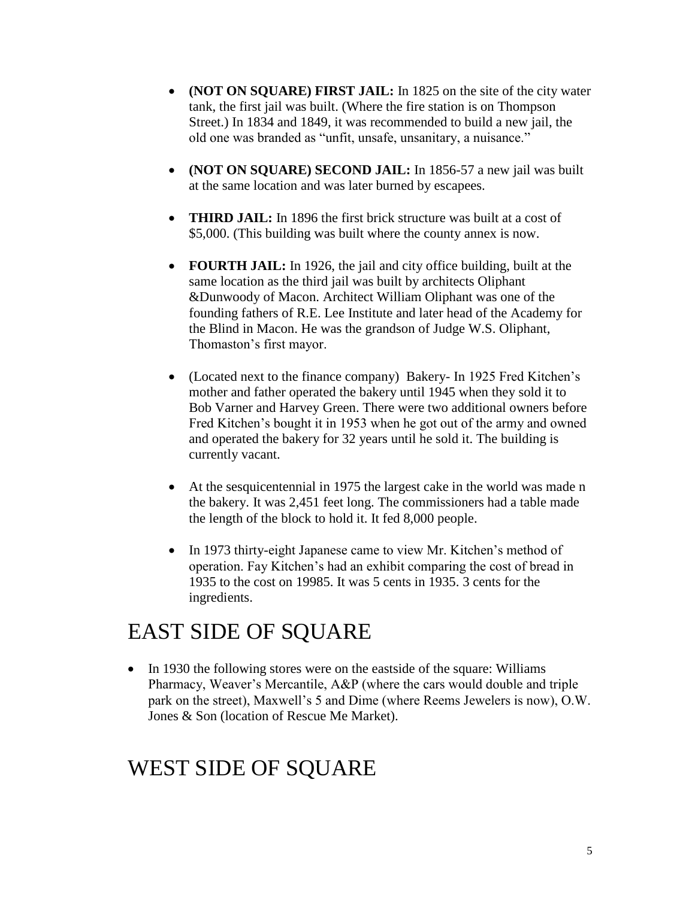- **(NOT ON SQUARE) FIRST JAIL:** In 1825 on the site of the city water tank, the first jail was built. (Where the fire station is on Thompson Street.) In 1834 and 1849, it was recommended to build a new jail, the old one was branded as "unfit, unsafe, unsanitary, a nuisance."

- **(NOT ON SQUARE) SECOND JAIL:** In 1856-57 a new jail was built at the same location and was later burned by escapees.

- **THIRD JAIL:** In 1896 the first brick structure was built at a cost of $5,000. (This building was built where the county annex is now.

- **FOURTH JAIL:** In 1926, the jail and city office building, built at the same location as the third jail was built by architects Oliphant &Dunwoody of Macon. Architect William Oliphant was one of the founding fathers of R.E. Lee Institute and later head of the Academy for the Blind in Macon. He was the grandson of Judge W.S. Oliphant, Thomaston's first mayor.

- (Located next to the finance company) Bakery- In 1925 Fred Kitchen's mother and father operated the bakery until 1945 when they sold it to Bob Varner and Harvey Green. There were two additional owners before Fred Kitchen's bought it in 1953 when he got out of the army and owned and operated the bakery for 32 years until he sold it. The building is currently vacant.

- At the sesquicentennial in 1975 the largest cake in the world was made n the bakery. It was 2,451 feet long. The commissioners had a table made the length of the block to hold it. It fed 8,000 people.

- In 1973 thirty-eight Japanese came to view Mr. Kitchen's method of operation. Fay Kitchen's had an exhibit comparing the cost of bread in 1935 to the cost on 19985. It was 5 cents in 1935. 3 cents for the ingredients.

# EAST SIDE OF SQUARE

- In 1930 the following stores were on the eastside of the square: Williams Pharmacy, Weaver's Mercantile, A&P (where the cars would double and triple park on the street), Maxwell's 5 and Dime (where Reems Jewelers is now), O.W. Jones & Son (location of Rescue Me Market).

# WEST SIDE OF SQUARE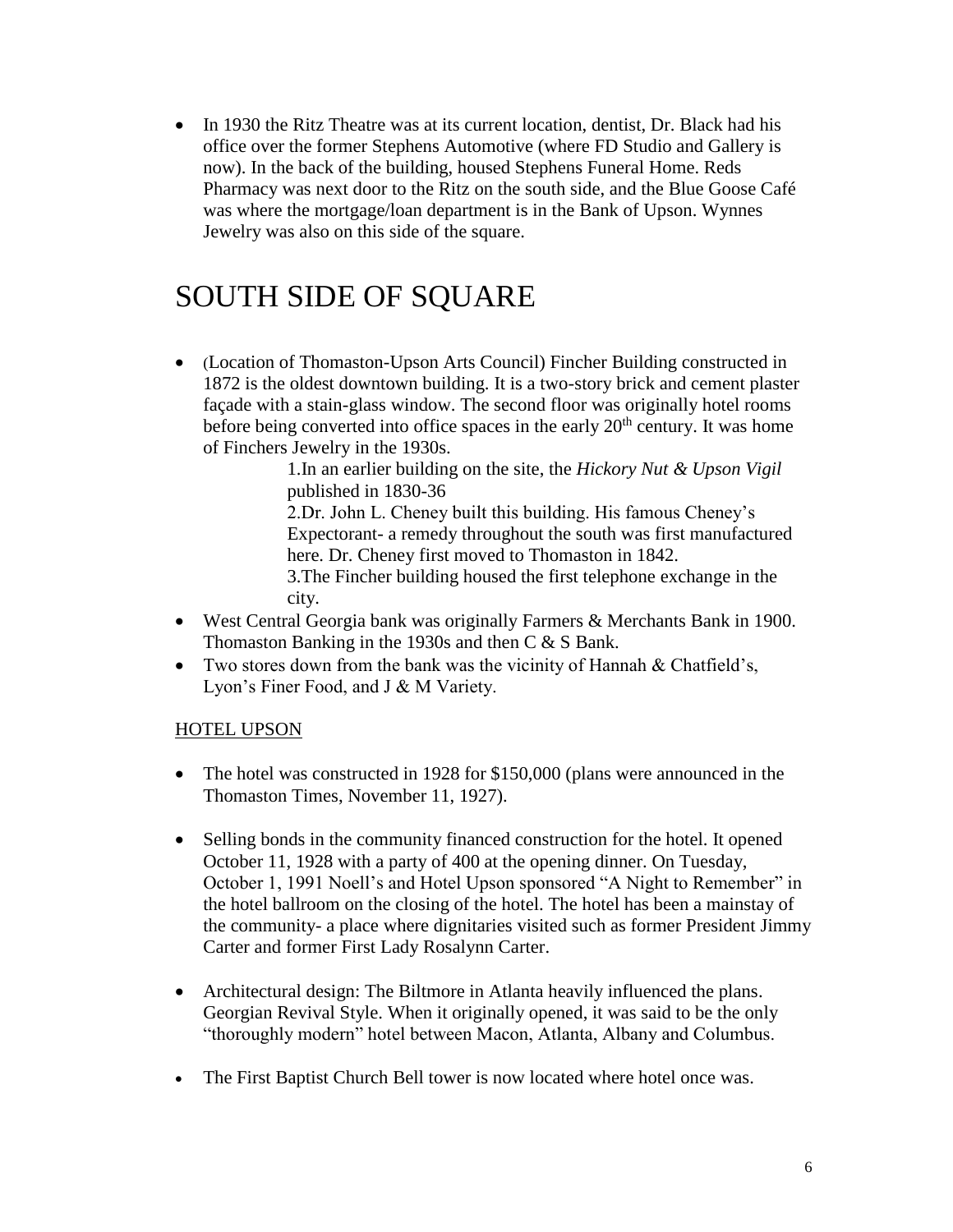- In 1930 the Ritz Theatre was at its current location, dentist, Dr. Black had his office over the former Stephens Automotive (where FD Studio and Gallery is now). In the back of the building, housed Stephens Funeral Home. Reds Pharmacy was next door to the Ritz on the south side, and the Blue Goose Café was where the mortgage/loan department is in the Bank of Upson. Wynnes Jewelry was also on this side of the square.

# SOUTH SIDE OF SQUARE

- (Location of Thomaston-Upson Arts Council) Fincher Building constructed in 1872 is the oldest downtown building. It is a two-story brick and cement plaster façade with a stain-glass window. The second floor was originally hotel rooms before being converted into office spaces in the early 20th century. It was home of Finchers Jewelry in the 1930s.

  1.In an earlier building on the site, the *Hickory Nut & Upson Vigil* published in 1830-36

  2.Dr. John L. Cheney built this building. His famous Cheney's Expectorant- a remedy throughout the south was first manufactured here. Dr. Cheney first moved to Thomaston in 1842.

  3.The Fincher building housed the first telephone exchange in the city.
- West Central Georgia bank was originally Farmers & Merchants Bank in 1900. Thomaston Banking in the 1930s and then C & S Bank.
- Two stores down from the bank was the vicinity of Hannah & Chatfield's, Lyon's Finer Food, and J & M Variety.

## HOTEL UPSON

- The hotel was constructed in 1928 for $150,000 (plans were announced in the Thomaston Times, November 11, 1927).
- Selling bonds in the community financed construction for the hotel. It opened October 11, 1928 with a party of 400 at the opening dinner. On Tuesday, October 1, 1991 Noell's and Hotel Upson sponsored "A Night to Remember" in the hotel ballroom on the closing of the hotel. The hotel has been a mainstay of the community- a place where dignitaries visited such as former President Jimmy Carter and former First Lady Rosalynn Carter.
- Architectural design: The Biltmore in Atlanta heavily influenced the plans. Georgian Revival Style. When it originally opened, it was said to be the only "thoroughly modern" hotel between Macon, Atlanta, Albany and Columbus.
- The First Baptist Church Bell tower is now located where hotel once was.